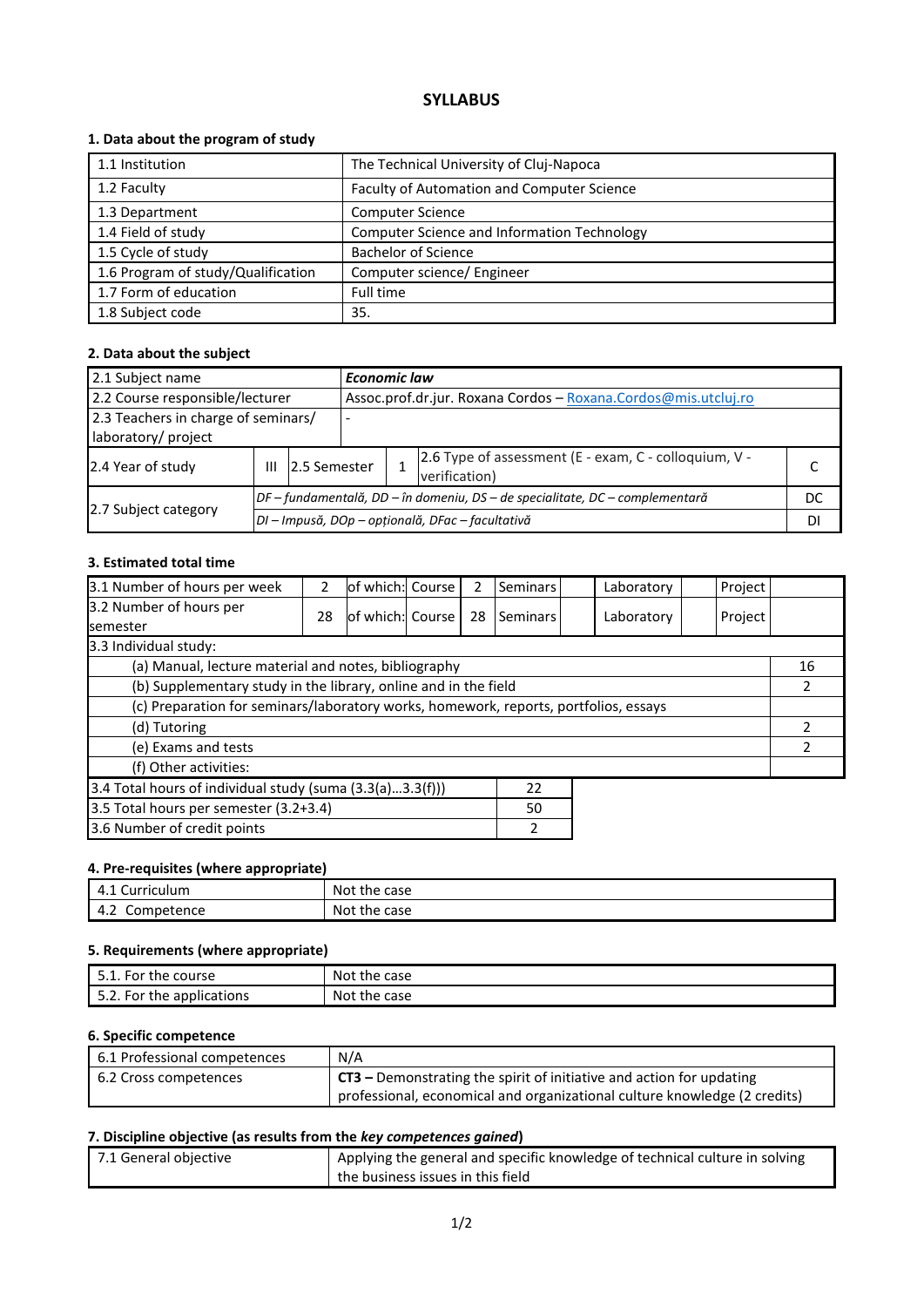# SYLLABUS

## 1. Data about the program of study

| | |
|---|---|
| 1.1 Institution | The Technical University of Cluj-Napoca |
| 1.2 Faculty | Faculty of Automation and Computer Science |
| 1.3 Department | Computer Science |
| 1.4 Field of study | Computer Science and Information Technology |
| 1.5 Cycle of study | Bachelor of Science |
| 1.6 Program of study/Qualification | Computer science/ Engineer |
| 1.7 Form of education | Full time |
| 1.8 Subject code | 35. |

## 2. Data about the subject

| | | | | | |
|---|---|---|---|---|---|
| 2.1 Subject name | ***Economic law*** | | | | |
| 2.2 Course responsible/lecturer | Assoc.prof.dr.jur. Roxana Cordos – Roxana.Cordos@mis.utcluj.ro | | | | |
| 2.3 Teachers in charge of seminars/ laboratory/ project | - | | | | |
| 2.4 Year of study | III | 2.5 Semester | 1 | 2.6 Type of assessment (E - exam, C - colloquium, V - verification) | C |
| 2.7 Subject category | *DF – fundamentală, DD – în domeniu, DS – de specialitate, DC – complementară* | | | | DC |
| | *DI – Impusă, DOp – opțională, DFac – facultativă* | | | | DI |

## 3. Estimated total time

| | | | | | | | | | |
|---|---|---|---|---|---|---|---|---|---|
| 3.1 Number of hours per week | 2 | of which: | Course | 2 | Seminars | | Laboratory | | Project |
| 3.2 Number of hours per semester | 28 | of which: | Course | 28 | Seminars | | Laboratory | | Project |

| 3.3 Individual study: | |
|---|---|
| (a) Manual, lecture material and notes, bibliography | 16 |
| (b) Supplementary study in the library, online and in the field | 2 |
| (c) Preparation for seminars/laboratory works, homework, reports, portfolios, essays | |
| (d) Tutoring | 2 |
| (e) Exams and tests | 2 |
| (f) Other activities: | |

| | |
|---|---|
| 3.4 Total hours of individual study (suma (3.3(a)...3.3(f))) | 22 |
| 3.5 Total hours per semester (3.2+3.4) | 50 |
| 3.6 Number of credit points | 2 |

## 4. Pre-requisites (where appropriate)

| | |
|---|---|
| 4.1 Curriculum | Not the case |
| 4.2 Competence | Not the case |

## 5. Requirements (where appropriate)

| | |
|---|---|
| 5.1. For the course | Not the case |
| 5.2. For the applications | Not the case |

## 6. Specific competence

| | |
|---|---|
| 6.1 Professional competences | N/A |
| 6.2 Cross competences | **CT3 –** Demonstrating the spirit of initiative and action for updating professional, economical and organizational culture knowledge (2 credits) |

## 7. Discipline objective (as results from the *key competences gained*)

| | |
|---|---|
| 7.1 General objective | Applying the general and specific knowledge of technical culture in solving the business issues in this field |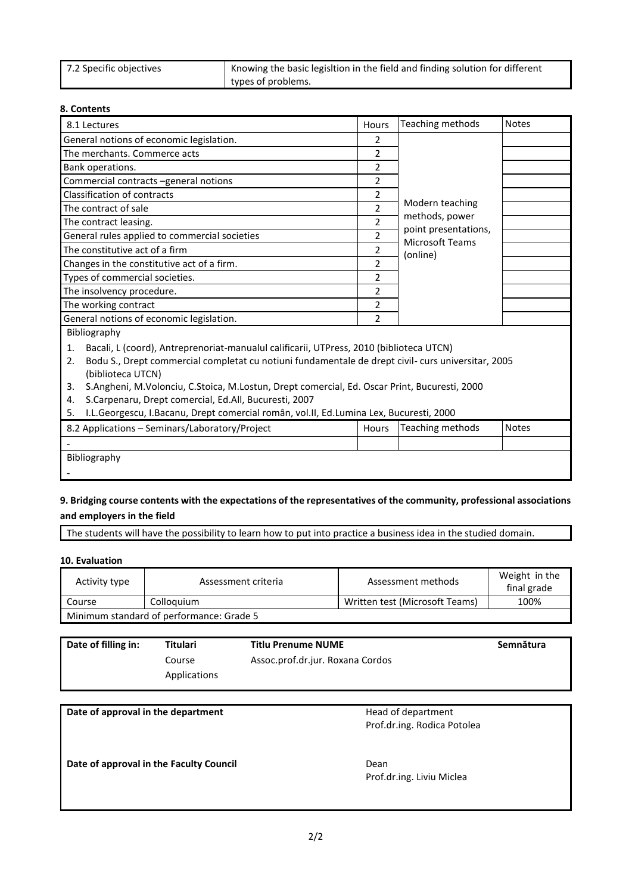| | |
|---|---|
| 7.2 Specific objectives | Knowing the basic legisltion in the field and finding solution for different types of problems. |

**8. Contents**

| 8.1 Lectures | Hours | Teaching methods | Notes |
|---|---|---|---|
| General notions of economic legislation. | 2 | Modern teaching methods, power point presentations, Microsoft Teams (online) | |
| The merchants. Commerce acts | 2 | | |
| Bank operations. | 2 | | |
| Commercial contracts –general notions | 2 | | |
| Classification of contracts | 2 | | |
| The contract of sale | 2 | | |
| The contract leasing. | 2 | | |
| General rules applied to commercial societies | 2 | | |
| The constitutive act of a firm | 2 | | |
| Changes in the constitutive act of a firm. | 2 | | |
| Types of commercial societies. | 2 | | |
| The insolvency procedure. | 2 | | |
| The working contract | 2 | | |
| General notions of economic legislation. | 2 | | |

Bibliography

1. Bacali, L (coord), Antreprenoriat-manualul calificarii, UTPress, 2010 (biblioteca UTCN)
2. Bodu S., Drept commercial completat cu notiuni fundamentale de drept civil- curs universitar, 2005 (biblioteca UTCN)
3. S.Angheni, M.Volonciu, C.Stoica, M.Lostun, Drept comercial, Ed. Oscar Print, Bucuresti, 2000
4. S.Carpenaru, Drept comercial, Ed.All, Bucuresti, 2007
5. I.L.Georgescu, I.Bacanu, Drept comercial român, vol.II, Ed.Lumina Lex, Bucuresti, 2000

| 8.2 Applications – Seminars/Laboratory/Project | Hours | Teaching methods | Notes |
|---|---|---|---|
| - | | | |

Bibliography

-

**9. Bridging course contents with the expectations of the representatives of the community, professional associations and employers in the field**

The students will have the possibility to learn how to put into practice a business idea in the studied domain.

**10. Evaluation**

| Activity type | Assessment criteria | Assessment methods | Weight in the final grade |
|---|---|---|---|
| Course | Colloquium | Written test (Microsoft Teams) | 100% |
| Minimum standard of performance: Grade 5 | | | |

| Date of filling in: | Titulari | Titlu Prenume NUME | Semnătura |
|---|---|---|---|
| | Course | Assoc.prof.dr.jur. Roxana Cordos | |
| | Applications | | |

| | |
|---|---|
| **Date of approval in the department** | Head of department<br>Prof.dr.ing. Rodica Potolea |
| **Date of approval in the Faculty Council** | Dean<br>Prof.dr.ing. Liviu Miclea |